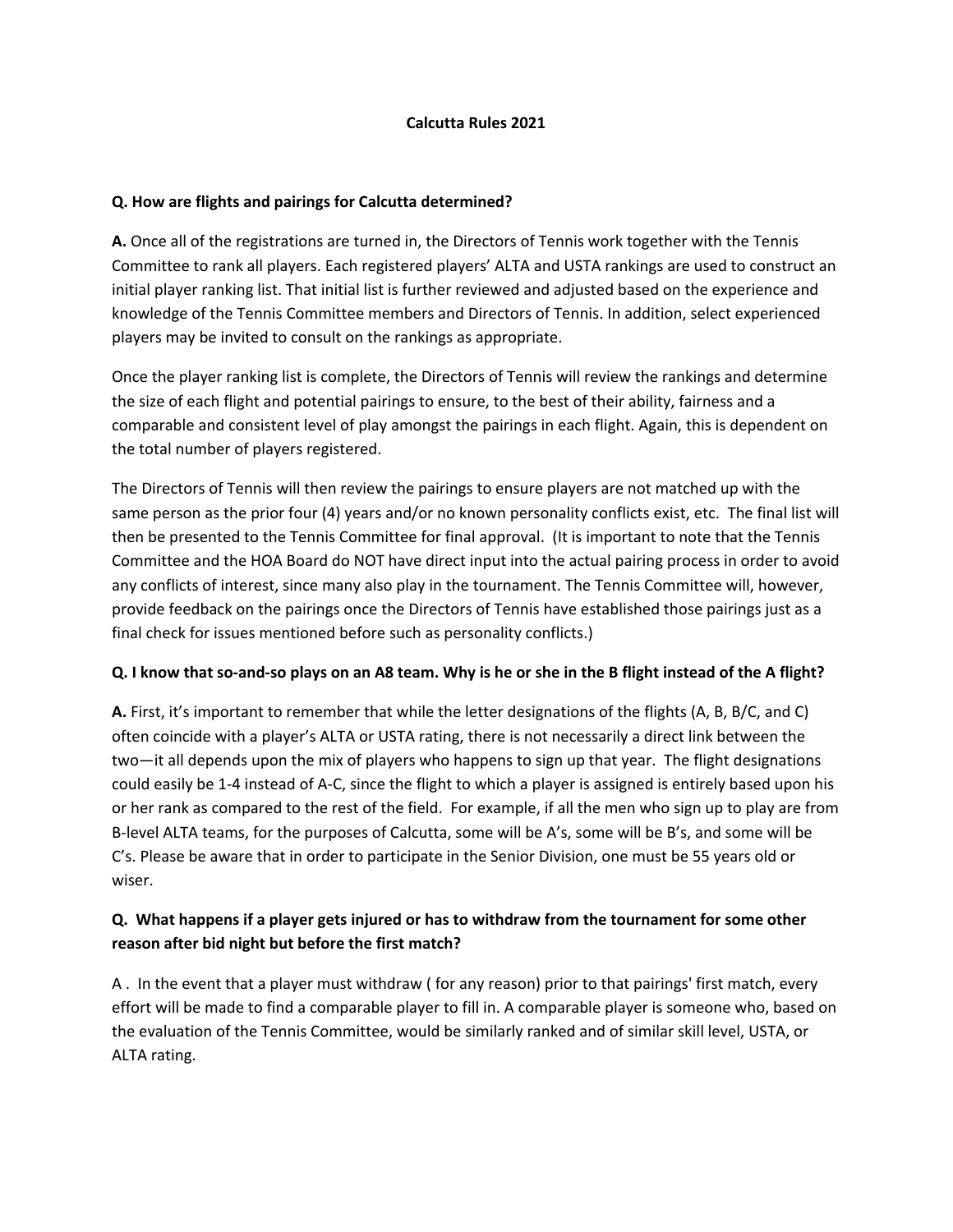# Calcutta Rules 2021

**Q. How are flights and pairings for Calcutta determined?**

**A.** Once all of the registrations are turned in, the Directors of Tennis work together with the Tennis Committee to rank all players. Each registered players' ALTA and USTA rankings are used to construct an initial player ranking list. That initial list is further reviewed and adjusted based on the experience and knowledge of the Tennis Committee members and Directors of Tennis. In addition, select experienced players may be invited to consult on the rankings as appropriate.

Once the player ranking list is complete, the Directors of Tennis will review the rankings and determine the size of each flight and potential pairings to ensure, to the best of their ability, fairness and a comparable and consistent level of play amongst the pairings in each flight. Again, this is dependent on the total number of players registered.

The Directors of Tennis will then review the pairings to ensure players are not matched up with the same person as the prior four (4) years and/or no known personality conflicts exist, etc. The final list will then be presented to the Tennis Committee for final approval. (It is important to note that the Tennis Committee and the HOA Board do NOT have direct input into the actual pairing process in order to avoid any conflicts of interest, since many also play in the tournament. The Tennis Committee will, however, provide feedback on the pairings once the Directors of Tennis have established those pairings just as a final check for issues mentioned before such as personality conflicts.)

**Q. I know that so-and-so plays on an A8 team. Why is he or she in the B flight instead of the A flight?**

**A.** First, it's important to remember that while the letter designations of the flights (A, B, B/C, and C) often coincide with a player's ALTA or USTA rating, there is not necessarily a direct link between the two—it all depends upon the mix of players who happens to sign up that year. The flight designations could easily be 1-4 instead of A-C, since the flight to which a player is assigned is entirely based upon his or her rank as compared to the rest of the field. For example, if all the men who sign up to play are from B-level ALTA teams, for the purposes of Calcutta, some will be A's, some will be B's, and some will be C's. Please be aware that in order to participate in the Senior Division, one must be 55 years old or wiser.

**Q. What happens if a player gets injured or has to withdraw from the tournament for some other reason after bid night but before the first match?**

A . In the event that a player must withdraw ( for any reason) prior to that pairings' first match, every effort will be made to find a comparable player to fill in. A comparable player is someone who, based on the evaluation of the Tennis Committee, would be similarly ranked and of similar skill level, USTA, or ALTA rating.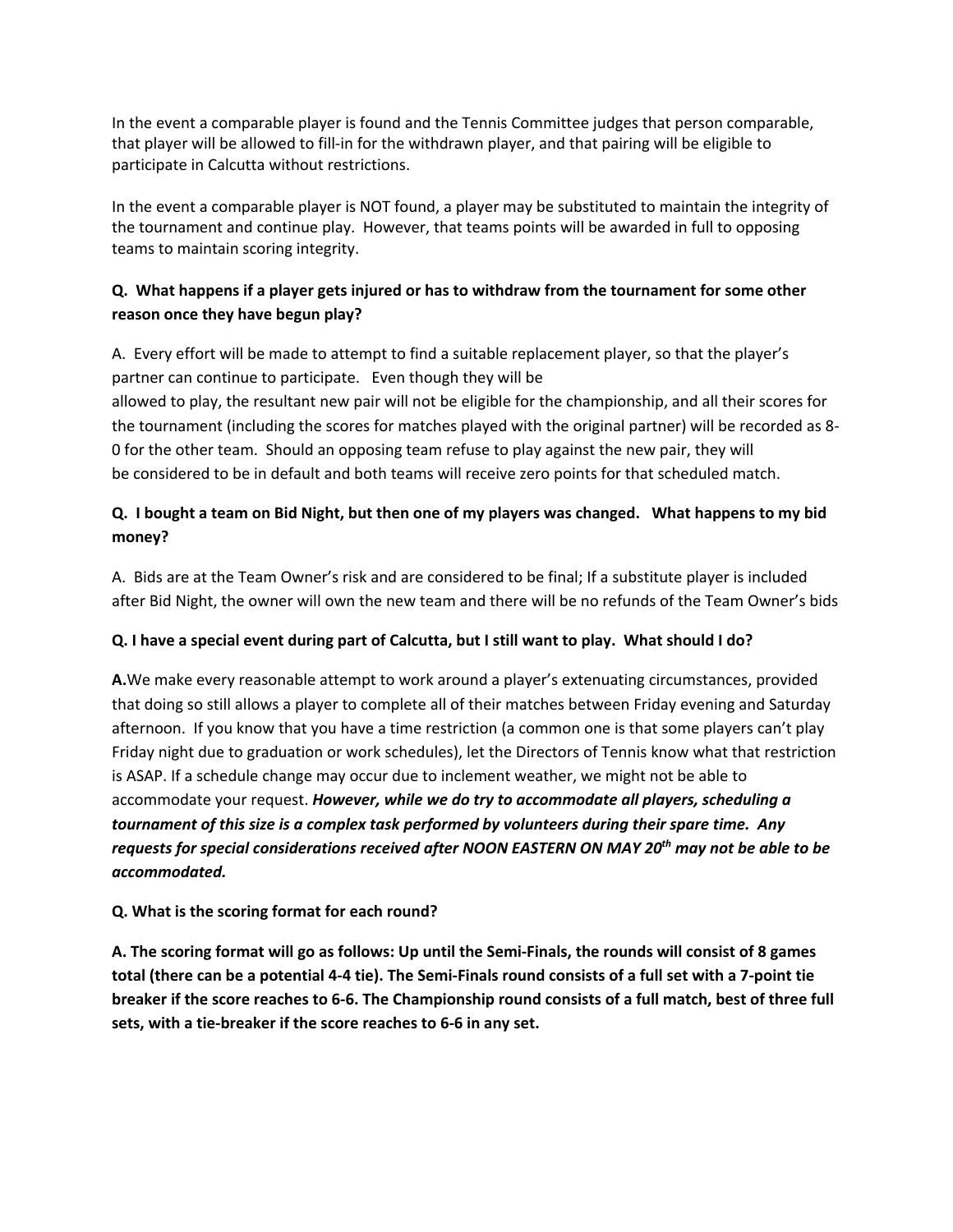In the event a comparable player is found and the Tennis Committee judges that person comparable, that player will be allowed to fill-in for the withdrawn player, and that pairing will be eligible to participate in Calcutta without restrictions.

In the event a comparable player is NOT found, a player may be substituted to maintain the integrity of the tournament and continue play. However, that teams points will be awarded in full to opposing teams to maintain scoring integrity.

**Q. What happens if a player gets injured or has to withdraw from the tournament for some other reason once they have begun play?**

A. Every effort will be made to attempt to find a suitable replacement player, so that the player's partner can continue to participate. Even though they will be allowed to play, the resultant new pair will not be eligible for the championship, and all their scores for the tournament (including the scores for matches played with the original partner) will be recorded as 8-0 for the other team. Should an opposing team refuse to play against the new pair, they will be considered to be in default and both teams will receive zero points for that scheduled match.

**Q. I bought a team on Bid Night, but then one of my players was changed. What happens to my bid money?**

A. Bids are at the Team Owner's risk and are considered to be final; If a substitute player is included after Bid Night, the owner will own the new team and there will be no refunds of the Team Owner's bids

**Q. I have a special event during part of Calcutta, but I still want to play. What should I do?**

**A.**We make every reasonable attempt to work around a player's extenuating circumstances, provided that doing so still allows a player to complete all of their matches between Friday evening and Saturday afternoon. If you know that you have a time restriction (a common one is that some players can't play Friday night due to graduation or work schedules), let the Directors of Tennis know what that restriction is ASAP. If a schedule change may occur due to inclement weather, we might not be able to accommodate your request. ***However, while we do try to accommodate all players, scheduling a tournament of this size is a complex task performed by volunteers during their spare time. Any requests for special considerations received after NOON EASTERN ON MAY 20th may not be able to be accommodated.***

**Q. What is the scoring format for each round?**

**A. The scoring format will go as follows: Up until the Semi-Finals, the rounds will consist of 8 games total (there can be a potential 4-4 tie). The Semi-Finals round consists of a full set with a 7-point tie breaker if the score reaches to 6-6. The Championship round consists of a full match, best of three full sets, with a tie-breaker if the score reaches to 6-6 in any set.**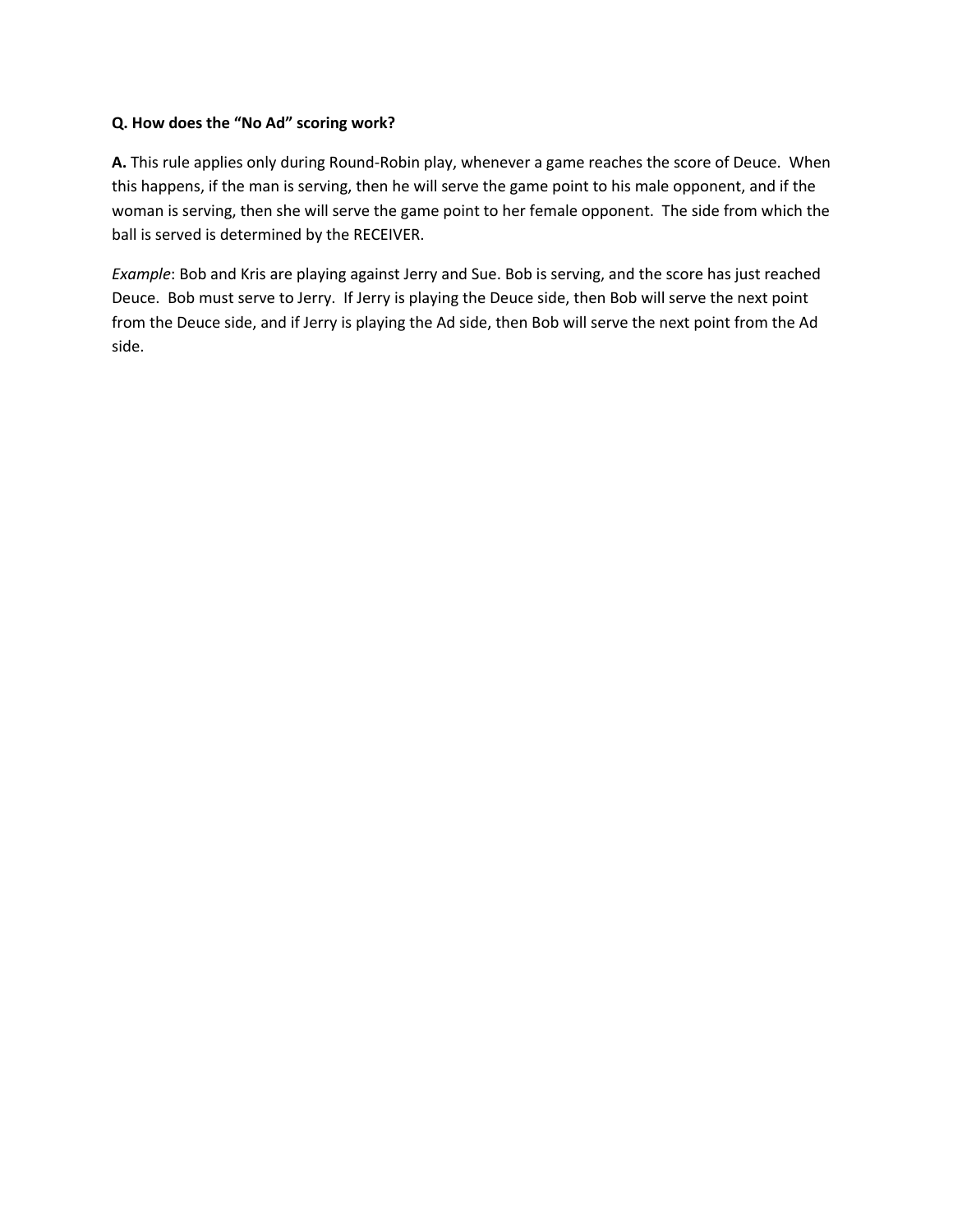**Q. How does the "No Ad" scoring work?**

**A.** This rule applies only during Round-Robin play, whenever a game reaches the score of Deuce. When this happens, if the man is serving, then he will serve the game point to his male opponent, and if the woman is serving, then she will serve the game point to her female opponent. The side from which the ball is served is determined by the RECEIVER.

*Example*: Bob and Kris are playing against Jerry and Sue. Bob is serving, and the score has just reached Deuce. Bob must serve to Jerry. If Jerry is playing the Deuce side, then Bob will serve the next point from the Deuce side, and if Jerry is playing the Ad side, then Bob will serve the next point from the Ad side.